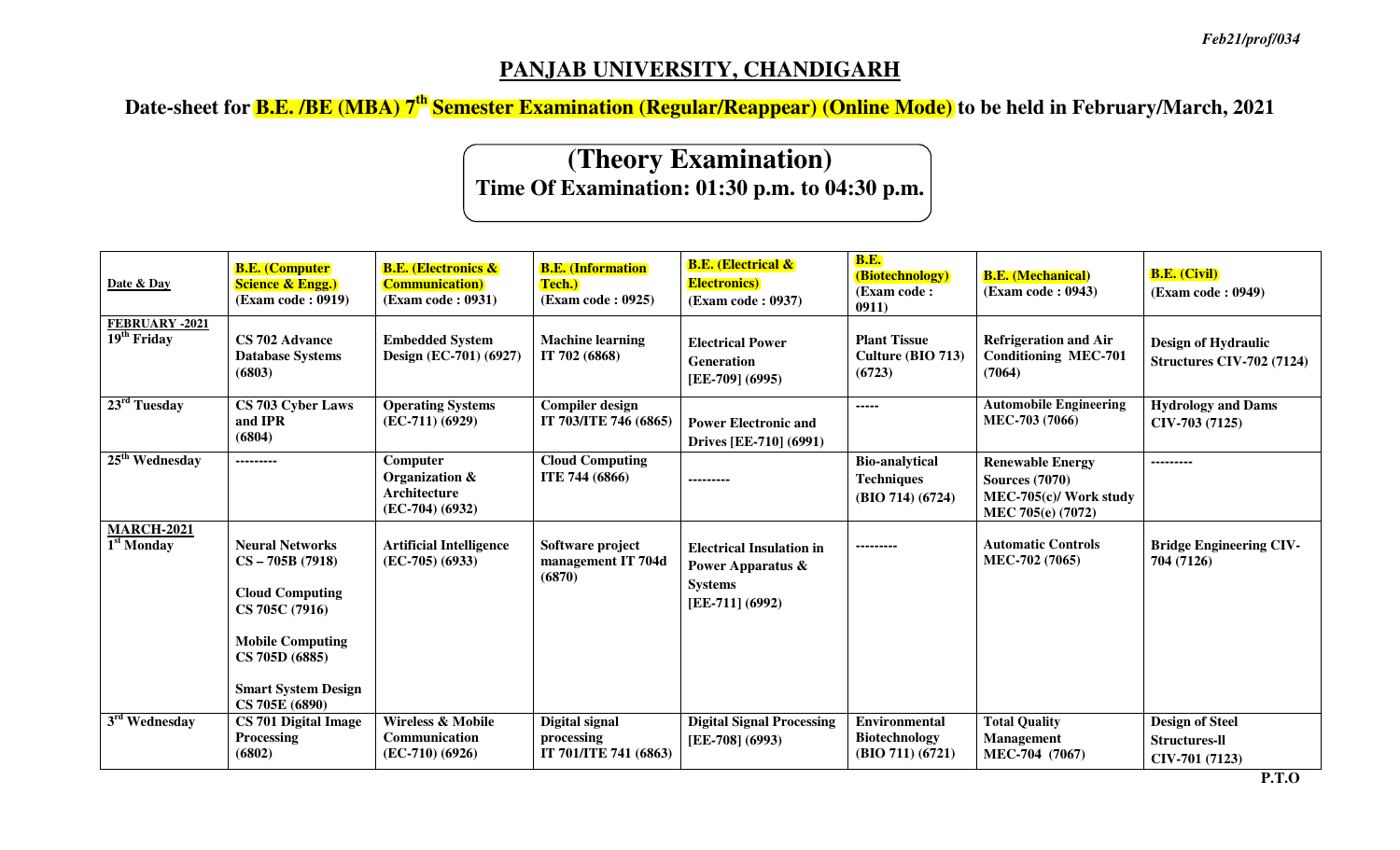Feb21/prof/034

# PANJAB UNIVERSITY, CHANDIGARH

## Date-sheet for B.E. /BE (MBA) 7th Semester Examination (Regular/Reappear) (Online Mode) to be held in February/March, 2021

### (Theory Examination)

**Time Of Examination: 01:30 p.m. to 04:30 p.m.**

| Date & Day | B.E. (Computer Science & Engg.) (Exam code : 0919) | B.E. (Electronics & Communication) (Exam code : 0931) | B.E. (Information Tech.) (Exam code : 0925) | B.E. (Electrical & Electronics) (Exam code : 0937) | B.E. (Biotechnology) (Exam code : 0911) | B.E. (Mechanical) (Exam code : 0943) | B.E. (Civil) (Exam code : 0949) |
|---|---|---|---|---|---|---|---|
| FEBRUARY -2021 19th Friday | CS 702 Advance Database Systems (6803) | Embedded System Design (EC-701) (6927) | Machine learning IT 702 (6868) | Electrical Power Generation [EE-709] (6995) | Plant Tissue Culture (BIO 713) (6723) | Refrigeration and Air Conditioning MEC-701 (7064) | Design of Hydraulic Structures CIV-702 (7124) |
| 23rd Tuesday | CS 703 Cyber Laws and IPR (6804) | Operating Systems (EC-711) (6929) | Compiler design IT 703/ITE 746 (6865) | Power Electronic and Drives [EE-710] (6991) | ----- | Automobile Engineering MEC-703 (7066) | Hydrology and Dams CIV-703 (7125) |
| 25th Wednesday | --------- | Computer Organization & Architecture (EC-704) (6932) | Cloud Computing ITE 744 (6866) | --------- | Bio-analytical Techniques (BIO 714) (6724) | Renewable Energy Sources (7070) MEC-705(c)/ Work study MEC 705(e) (7072) | --------- |
| MARCH-2021 1st Monday | Neural Networks CS – 705B (7918)<br><br>Cloud Computing CS 705C (7916)<br><br>Mobile Computing CS 705D (6885)<br><br>Smart System Design CS 705E (6890) | Artificial Intelligence (EC-705) (6933) | Software project management IT 704d (6870) | Electrical Insulation in Power Apparatus & Systems [EE-711] (6992) | --------- | Automatic Controls MEC-702 (7065) | Bridge Engineering CIV-704 (7126) |
| 3rd Wednesday | CS 701 Digital Image Processing (6802) | Wireless & Mobile Communication (EC-710) (6926) | Digital signal processing IT 701/ITE 741 (6863) | Digital Signal Processing [EE-708] (6993) | Environmental Biotechnology (BIO 711) (6721) | Total Quality Management MEC-704 (7067) | Design of Steel Structures-ll CIV-701 (7123) |

P.T.O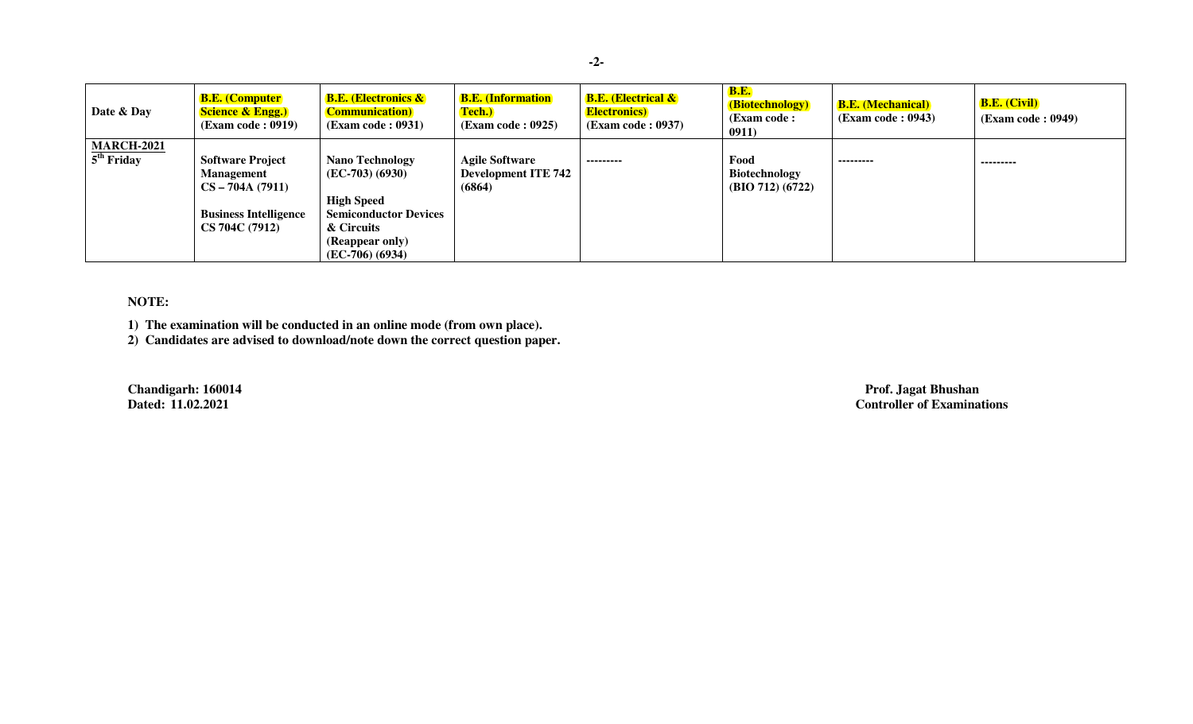| Date & Day | **B.E. (Computer Science & Engg.)** (Exam code : 0919) | **B.E. (Electronics & Communication)** (Exam code : 0931) | **B.E. (Information Tech.)** (Exam code : 0925) | **B.E. (Electrical & Electronics)** (Exam code : 0937) | **B.E. (Biotechnology)** (Exam code : 0911) | **B.E. (Mechanical)** (Exam code : 0943) | **B.E. (Civil)** (Exam code : 0949) |
|---|---|---|---|---|---|---|---|
| **MARCH-2021** 5th Friday | **Software Project Management CS – 704A (7911)**<br><br>**Business Intelligence CS 704C (7912)** | **Nano Technology (EC-703) (6930)**<br><br>**High Speed Semiconductor Devices & Circuits (Reappear only) (EC-706) (6934)** | **Agile Software Development ITE 742 (6864)** | --------- | **Food Biotechnology (BIO 712) (6722)** | --------- | --------- |

**NOTE:**

1) **The examination will be conducted in an online mode (from own place).**
2) **Candidates are advised to download/note down the correct question paper.**

**Chandigarh: 160014**
**Dated: 11.02.2021**

**Prof. Jagat Bhushan**
**Controller of Examinations**